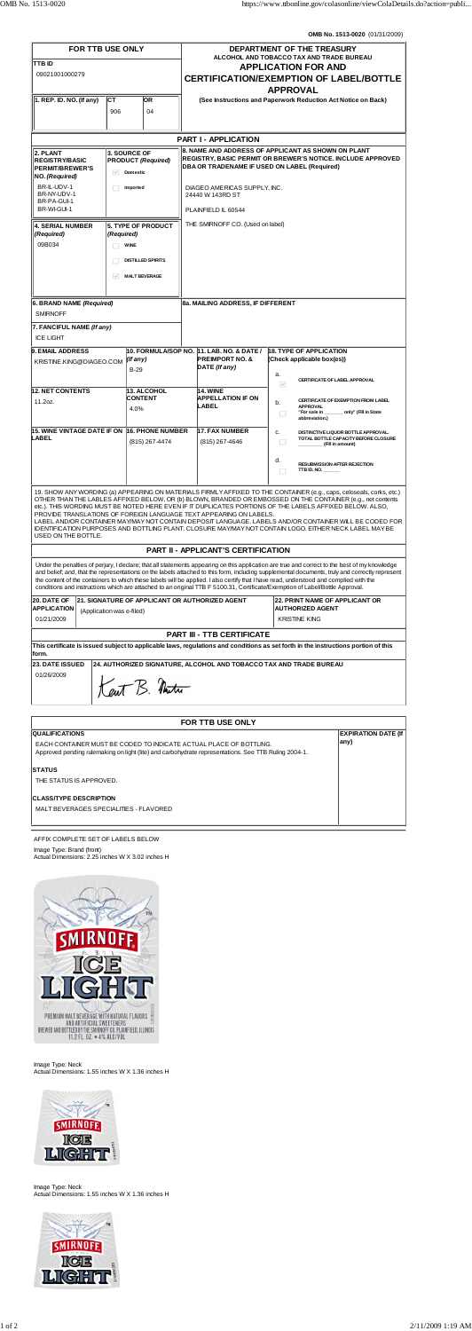OMB No. 1513-0020 (01/31/2009)

| FOR TTB USE ONLY | | | DEPARTMENT OF THE TREASURY |
|---|---|---|---|
| TTB ID<br>09021001000279 | | | ALCOHOL AND TOBACCO TAX AND TRADE BUREAU<br>**APPLICATION FOR AND CERTIFICATION/EXEMPTION OF LABEL/BOTTLE APPROVAL** |
| 1. REP. ID. NO. (If any) | CT<br>906 | OR<br>04 | (See Instructions and Paperwork Reduction Act Notice on Back) |

## PART I - APPLICATION

| Field | Value |
|---|---|
| 2. PLANT REGISTRY/BASIC PERMIT/BREWER'S NO. (Required) | BR-IL-UDV-1<br>BR-NY-UDV-1<br>BR-PA-GUI-1<br>BR-WI-GUI-1 |
| 3. SOURCE OF PRODUCT (Required) | ☑ Domestic<br>☐ Imported |
| 4. SERIAL NUMBER (Required) | 09B034 |
| 5. TYPE OF PRODUCT (Required) | ☐ WINE<br>☐ DISTILLED SPIRITS<br>☑ MALT BEVERAGE |
| 6. BRAND NAME (Required) | SMIRNOFF |
| 7. FANCIFUL NAME (If any) | ICE LIGHT |
| 8. NAME AND ADDRESS OF APPLICANT AS SHOWN ON PLANT REGISTRY, BASIC PERMIT OR BREWER'S NOTICE. INCLUDE APPROVED DBA OR TRADENAME IF USED ON LABEL (Required) | DIAGEO AMERICAS SUPPLY, INC.<br>24440 W 143RD ST<br>PLAINFIELD IL 60544<br>THE SMIRNOFF CO. (Used on label) |
| 8a. MAILING ADDRESS, IF DIFFERENT | |
| 9. EMAIL ADDRESS | KRISTINE.KING@DIAGEO.COM |
| 10. FORMULA/SOP NO. (If any) | B-29 |
| 11. LAB. NO. & DATE / PREIMPORT NO. & DATE (If any) | |
| 12. NET CONTENTS | 11.2oz. |
| 13. ALCOHOL CONTENT | 4.0% |
| 14. WINE APPELLATION IF ON LABEL | |
| 15. WINE VINTAGE DATE IF ON LABEL | |
| 16. PHONE NUMBER | (815) 267-4474 |
| 17. FAX NUMBER | (815) 267-4646 |
| 18. TYPE OF APPLICATION (Check applicable box(es)) | a. ☑ CERTIFICATE OF LABEL APPROVAL<br>b. ☐ CERTIFICATE OF EXEMPTION FROM LABEL APPROVAL "For sale in ______ only" (Fill in State abbreviation.)<br>c. ☐ DISTINCTIVE LIQUOR BOTTLE APPROVAL. TOTAL BOTTLE CAPACITY BEFORE CLOSURE ______ (Fill in amount)<br>d. ☐ RESUBMISSION AFTER REJECTION TTB ID. NO. ______ |

19. SHOW ANY WORDING (a) APPEARING ON MATERIALS FIRMLY AFFIXED TO THE CONTAINER (e.g., caps, celoseals, corks, etc.) OTHER THAN THE LABELS AFFIXED BELOW, OR (b) BLOWN, BRANDED OR EMBOSSED ON THE CONTAINER (e.g., net contents etc.). THIS WORDING MUST BE SHOWN HERE EVEN IF IT DUPLICATES PORTIONS OF THE LABELS AFFIXED BELOW. ALSO, PROVIDE TRANSLATIONS OF FOREIGN LANGUAGE TEXT APPEARING ON LABELS.
LABEL AND/OR CONTAINER MAY/MAY NOT CONTAIN DEPOSIT LANGUAGE. LABELS AND/OR CONTAINER WILL BE CODED FOR IDENTIFICATION PURPOSES AND BOTTLING PLANT. CLOSURE MAY/MAY NOT CONTAIN LOGO. EITHER NECK LABEL MAY BE USED ON THE BOTTLE.

## PART II - APPLICANT'S CERTIFICATION

Under the penalties of perjury, I declare; that all statements appearing on this application are true and correct to the best of my knowledge and belief; and, that the representations on the labels attached to this form, including supplemental documents, truly and correctly represent the content of the containers to which these labels will be applied. I also certify that I have read, understood and complied with the conditions and instructions which are attached to an original TTB F 5100.31, Certificate/Exemption of Label/Bottle Approval.

| 20. DATE OF APPLICATION | 21. SIGNATURE OF APPLICANT OR AUTHORIZED AGENT | 22. PRINT NAME OF APPLICANT OR AUTHORIZED AGENT |
|---|---|---|
| 01/21/2009 | (Application was e-filed) | KRISTINE KING |

## PART III - TTB CERTIFICATE

**This certificate is issued subject to applicable laws, regulations and conditions as set forth in the instructions portion of this form.**

| 23. DATE ISSUED | 24. AUTHORIZED SIGNATURE, ALCOHOL AND TOBACCO TAX AND TRADE BUREAU |
|---|---|
| 01/26/2009 | Kent B. Martin |

## FOR TTB USE ONLY

| QUALIFICATIONS | EXPIRATION DATE (If any) |
|---|---|
| EACH CONTAINER MUST BE CODED TO INDICATE ACTUAL PLACE OF BOTTLING.<br>Approved pending rulemaking on light (lite) and carbohydrate representations. See TTB Ruling 2004-1. | |

**STATUS**

THE STATUS IS APPROVED.

**CLASS/TYPE DESCRIPTION**

MALT BEVERAGES SPECIALITIES - FLAVORED

AFFIX COMPLETE SET OF LABELS BELOW

Image Type: Brand (front)
Actual Dimensions: 2.25 inches W X 3.02 inches H

Image Type: Neck
Actual Dimensions: 1.55 inches W X 1.36 inches H

Image Type: Neck
Actual Dimensions: 1.55 inches W X 1.36 inches H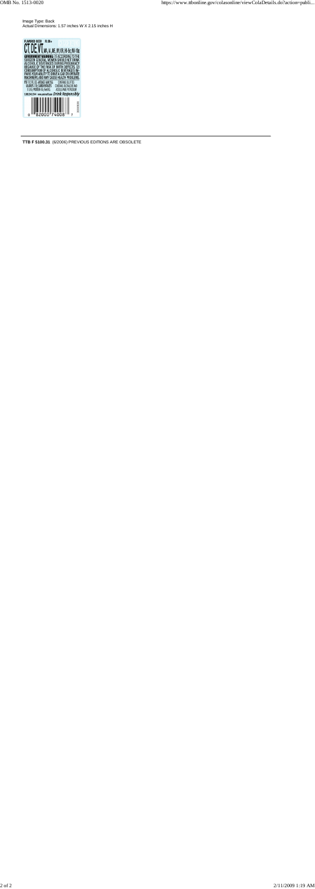Image Type: Back
Actual Dimensions: 1.57 inches W X 2.15 inches H

FLAVORED BEER FL OZ+

CT, DE, VT, MA, IA, ME, NY, OR, HI-5¢; MI-10¢

GOVERNMENT WARNING: (1) ACCORDING TO THE SURGEON GENERAL, WOMEN SHOULD NOT DRINK ALCOHOLIC BEVERAGES DURING PREGNANCY BECAUSE OF THE RISK OF BIRTH DEFECTS. (2) CONSUMPTION OF ALCOHOLIC BEVERAGES IMPAIRS YOUR ABILITY TO DRIVE A CAR OR OPERATE MACHINERY, AND MAY CAUSE HEALTH PROBLEMS.

PER 11.2 FL OZ AVERAGE ANALYSIS: CALORIES 170, CARBOHYDRATES 11.0 G, PROTEIN 0 G, FAT 0 G. CONTAINS SULFITES. CONTAINS SUCRALOSE AND ACESULFAME POTASSIUM.

Drink Responsibly

0 82000 74008 7

**TTB F 5100.31** (6/2006) PREVIOUS EDITIONS ARE OBSOLETE